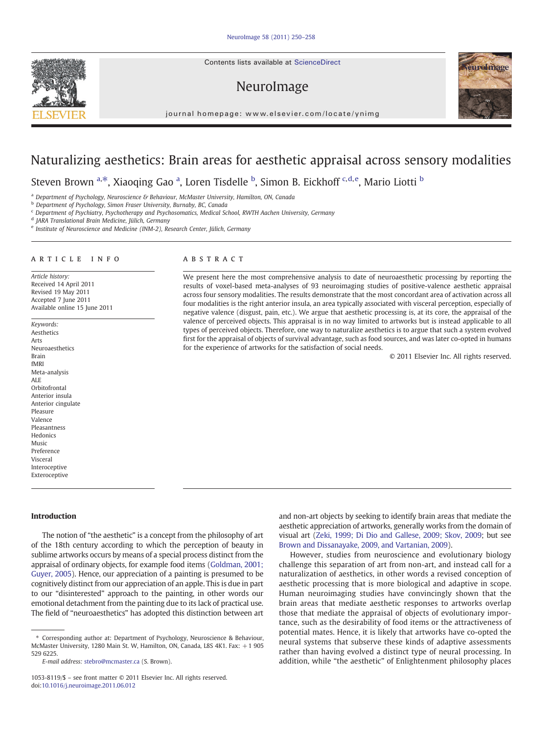# Naturalizing aesthetics: Brain areas for aesthetic appraisal across sensory modalities

Steven Brown [a,*], Xiaoqing Gao [a], Loren Tisdelle [b], Simon B. Eickhoff [c,d,e], Mario Liotti [b]

[a] Department of Psychology, Neuroscience & Behaviour, McMaster University, Hamilton, ON, Canada
[b] Department of Psychology, Simon Fraser University, Burnaby, BC, Canada
[c] Department of Psychiatry, Psychotherapy and Psychosomatics, Medical School, RWTH Aachen University, Germany
[d] JARA Translational Brain Medicine, Jülich, Germany
[e] Institute of Neuroscience and Medicine (INM-2), Research Center, Jülich, Germany

## ARTICLE INFO

*Article history:*
Received 14 April 2011
Revised 19 May 2011
Accepted 7 June 2011
Available online 15 June 2011

*Keywords:*
Aesthetics
Arts
Neuroaesthetics
Brain
fMRI
Meta-analysis
ALE
Orbitofrontal
Anterior insula
Anterior cingulate
Pleasure
Valence
Pleasantness
Hedonics
Music
Preference
Visceral
Interoceptive
Exteroceptive

## ABSTRACT

We present here the most comprehensive analysis to date of neuroaesthetic processing by reporting the results of voxel-based meta-analyses of 93 neuroimaging studies of positive-valence aesthetic appraisal across four sensory modalities. The results demonstrate that the most concordant area of activation across all four modalities is the right anterior insula, an area typically associated with visceral perception, especially of negative valence (disgust, pain, etc.). We argue that aesthetic processing is, at its core, the appraisal of the valence of perceived objects. This appraisal is in no way limited to artworks but is instead applicable to all types of perceived objects. Therefore, one way to naturalize aesthetics is to argue that such a system evolved first for the appraisal of objects of survival advantage, such as food sources, and was later co-opted in humans for the experience of artworks for the satisfaction of social needs.

© 2011 Elsevier Inc. All rights reserved.

## Introduction

The notion of "the aesthetic" is a concept from the philosophy of art of the 18th century according to which the perception of beauty in sublime artworks occurs by means of a special process distinct from the appraisal of ordinary objects, for example food items (Goldman, 2001; Guyer, 2005). Hence, our appreciation of a painting is presumed to be cognitively distinct from our appreciation of an apple. This is due in part to our "disinterested" approach to the painting, in other words our emotional detachment from the painting due to its lack of practical use. The field of "neuroaesthetics" has adopted this distinction between art and non-art objects by seeking to identify brain areas that mediate the aesthetic appreciation of artworks, generally works from the domain of visual art (Zeki, 1999; Di Dio and Gallese, 2009; Skov, 2009; but see Brown and Dissanayake, 2009, and Vartanian, 2009).

However, studies from neuroscience and evolutionary biology challenge this separation of art from non-art, and instead call for a naturalization of aesthetics, in other words a revised conception of aesthetic processing that is more biological and adaptive in scope. Human neuroimaging studies have convincingly shown that the brain areas that mediate aesthetic responses to artworks overlap those that mediate the appraisal of objects of evolutionary importance, such as the desirability of food items or the attractiveness of potential mates. Hence, it is likely that artworks have co-opted the neural systems that subserve these kinds of adaptive assessments rather than having evolved a distinct type of neural processing. In addition, while "the aesthetic" of Enlightenment philosophy places

---

\* Corresponding author at: Department of Psychology, Neuroscience & Behaviour, McMaster University, 1280 Main St. W, Hamilton, ON, Canada, L8S 4K1. Fax: +1 905 529 6225.
*E-mail address:* stebro@mcmaster.ca (S. Brown).

1053-8119/$ – see front matter © 2011 Elsevier Inc. All rights reserved.
doi:10.1016/j.neuroimage.2011.06.012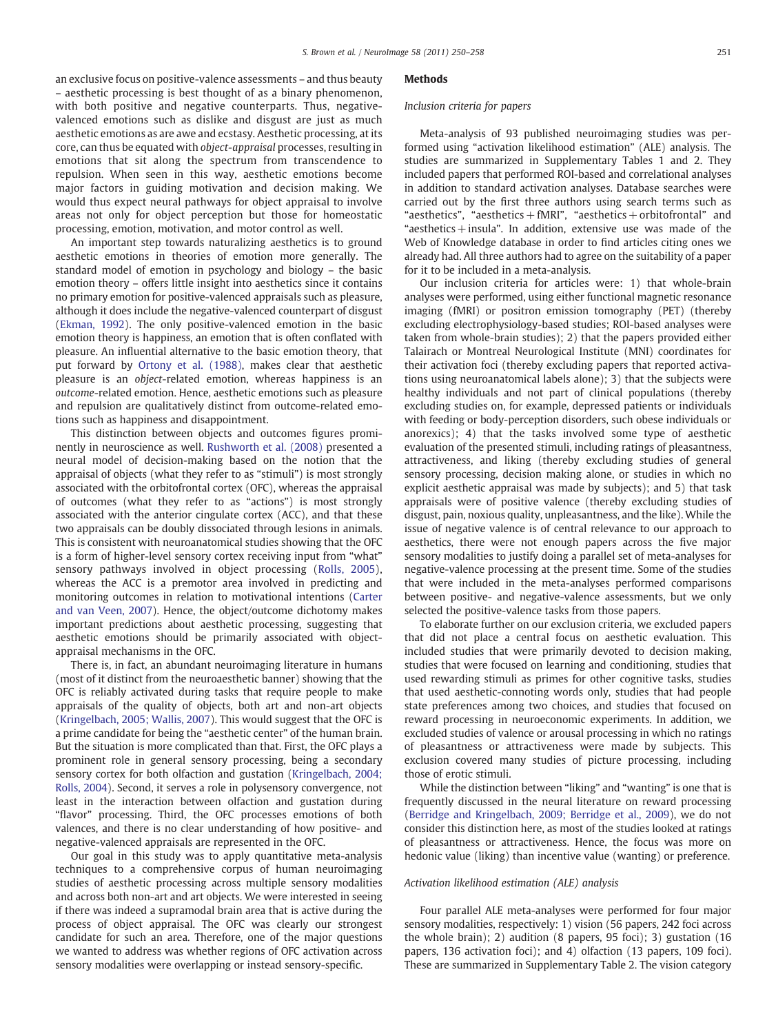an exclusive focus on positive-valence assessments – and thus beauty – aesthetic processing is best thought of as a binary phenomenon, with both positive and negative counterparts. Thus, negative-valenced emotions such as dislike and disgust are just as much aesthetic emotions as are awe and ecstasy. Aesthetic processing, at its core, can thus be equated with *object-appraisal* processes, resulting in emotions that sit along the spectrum from transcendence to repulsion. When seen in this way, aesthetic emotions become major factors in guiding motivation and decision making. We would thus expect neural pathways for object appraisal to involve areas not only for object perception but those for homeostatic processing, emotion, motivation, and motor control as well.

An important step towards naturalizing aesthetics is to ground aesthetic emotions in theories of emotion more generally. The standard model of emotion in psychology and biology – the basic emotion theory – offers little insight into aesthetics since it contains no primary emotion for positive-valenced appraisals such as pleasure, although it does include the negative-valenced counterpart of disgust (Ekman, 1992). The only positive-valenced emotion in the basic emotion theory is happiness, an emotion that is often conflated with pleasure. An influential alternative to the basic emotion theory, that put forward by Ortony et al. (1988), makes clear that aesthetic pleasure is an *object*-related emotion, whereas happiness is an *outcome*-related emotion. Hence, aesthetic emotions such as pleasure and repulsion are qualitatively distinct from outcome-related emotions such as happiness and disappointment.

This distinction between objects and outcomes figures prominently in neuroscience as well. Rushworth et al. (2008) presented a neural model of decision-making based on the notion that the appraisal of objects (what they refer to as "stimuli") is most strongly associated with the orbitofrontal cortex (OFC), whereas the appraisal of outcomes (what they refer to as "actions") is most strongly associated with the anterior cingulate cortex (ACC), and that these two appraisals can be doubly dissociated through lesions in animals. This is consistent with neuroanatomical studies showing that the OFC is a form of higher-level sensory cortex receiving input from "what" sensory pathways involved in object processing (Rolls, 2005), whereas the ACC is a premotor area involved in predicting and monitoring outcomes in relation to motivational intentions (Carter and van Veen, 2007). Hence, the object/outcome dichotomy makes important predictions about aesthetic processing, suggesting that aesthetic emotions should be primarily associated with object-appraisal mechanisms in the OFC.

There is, in fact, an abundant neuroimaging literature in humans (most of it distinct from the neuroaesthetic banner) showing that the OFC is reliably activated during tasks that require people to make appraisals of the quality of objects, both art and non-art objects (Kringelbach, 2005; Wallis, 2007). This would suggest that the OFC is a prime candidate for being the "aesthetic center" of the human brain. But the situation is more complicated than that. First, the OFC plays a prominent role in general sensory processing, being a secondary sensory cortex for both olfaction and gustation (Kringelbach, 2004; Rolls, 2004). Second, it serves a role in polysensory convergence, not least in the interaction between olfaction and gustation during "flavor" processing. Third, the OFC processes emotions of both valences, and there is no clear understanding of how positive- and negative-valenced appraisals are represented in the OFC.

Our goal in this study was to apply quantitative meta-analysis techniques to a comprehensive corpus of human neuroimaging studies of aesthetic processing across multiple sensory modalities and across both non-art and art objects. We were interested in seeing if there was indeed a supramodal brain area that is active during the process of object appraisal. The OFC was clearly our strongest candidate for such an area. Therefore, one of the major questions we wanted to address was whether regions of OFC activation across sensory modalities were overlapping or instead sensory-specific.

## Methods

### Inclusion criteria for papers

Meta-analysis of 93 published neuroimaging studies was performed using "activation likelihood estimation" (ALE) analysis. The studies are summarized in Supplementary Tables 1 and 2. They included papers that performed ROI-based and correlational analyses in addition to standard activation analyses. Database searches were carried out by the first three authors using search terms such as "aesthetics", "aesthetics + fMRI", "aesthetics + orbitofrontal" and "aesthetics + insula". In addition, extensive use was made of the Web of Knowledge database in order to find articles citing ones we already had. All three authors had to agree on the suitability of a paper for it to be included in a meta-analysis.

Our inclusion criteria for articles were: 1) that whole-brain analyses were performed, using either functional magnetic resonance imaging (fMRI) or positron emission tomography (PET) (thereby excluding electrophysiology-based studies; ROI-based analyses were taken from whole-brain studies); 2) that the papers provided either Talairach or Montreal Neurological Institute (MNI) coordinates for their activation foci (thereby excluding papers that reported activations using neuroanatomical labels alone); 3) that the subjects were healthy individuals and not part of clinical populations (thereby excluding studies on, for example, depressed patients or individuals with feeding or body-perception disorders, such obese individuals or anorexics); 4) that the tasks involved some type of aesthetic evaluation of the presented stimuli, including ratings of pleasantness, attractiveness, and liking (thereby excluding studies of general sensory processing, decision making alone, or studies in which no explicit aesthetic appraisal was made by subjects); and 5) that task appraisals were of positive valence (thereby excluding studies of disgust, pain, noxious quality, unpleasantness, and the like). While the issue of negative valence is of central relevance to our approach to aesthetics, there were not enough papers across the five major sensory modalities to justify doing a parallel set of meta-analyses for negative-valence processing at the present time. Some of the studies that were included in the meta-analyses performed comparisons between positive- and negative-valence assessments, but we only selected the positive-valence tasks from those papers.

To elaborate further on our exclusion criteria, we excluded papers that did not place a central focus on aesthetic evaluation. This included studies that were primarily devoted to decision making, studies that were focused on learning and conditioning, studies that used rewarding stimuli as primes for other cognitive tasks, studies that used aesthetic-connoting words only, studies that had people state preferences among two choices, and studies that focused on reward processing in neuroeconomic experiments. In addition, we excluded studies of valence or arousal processing in which no ratings of pleasantness or attractiveness were made by subjects. This exclusion covered many studies of picture processing, including those of erotic stimuli.

While the distinction between "liking" and "wanting" is one that is frequently discussed in the neural literature on reward processing (Berridge and Kringelbach, 2009; Berridge et al., 2009), we do not consider this distinction here, as most of the studies looked at ratings of pleasantness or attractiveness. Hence, the focus was more on hedonic value (liking) than incentive value (wanting) or preference.

### Activation likelihood estimation (ALE) analysis

Four parallel ALE meta-analyses were performed for four major sensory modalities, respectively: 1) vision (56 papers, 242 foci across the whole brain); 2) audition (8 papers, 95 foci); 3) gustation (16 papers, 136 activation foci); and 4) olfaction (13 papers, 109 foci). These are summarized in Supplementary Table 2. The vision category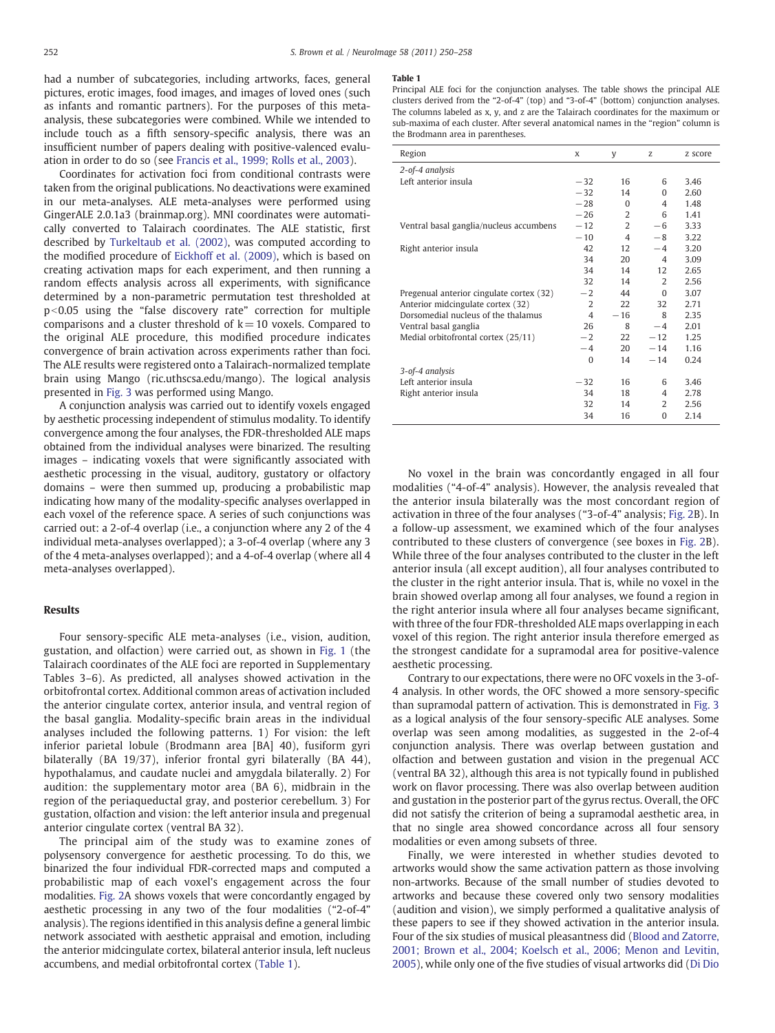had a number of subcategories, including artworks, faces, general pictures, erotic images, food images, and images of loved ones (such as infants and romantic partners). For the purposes of this meta-analysis, these subcategories were combined. While we intended to include touch as a fifth sensory-specific analysis, there was an insufficient number of papers dealing with positive-valenced evaluation in order to do so (see Francis et al., 1999; Rolls et al., 2003).

Coordinates for activation foci from conditional contrasts were taken from the original publications. No deactivations were examined in our meta-analyses. ALE meta-analyses were performed using GingerALE 2.0.1a3 (brainmap.org). MNI coordinates were automatically converted to Talairach coordinates. The ALE statistic, first described by Turkeltaub et al. (2002), was computed according to the modified procedure of Eickhoff et al. (2009), which is based on creating activation maps for each experiment, and then running a random effects analysis across all experiments, with significance determined by a non-parametric permutation test thresholded at $p<0.05$ using the "false discovery rate" correction for multiple comparisons and a cluster threshold of $k=10$ voxels. Compared to the original ALE procedure, this modified procedure indicates convergence of brain activation across experiments rather than foci. The ALE results were registered onto a Talairach-normalized template brain using Mango (ric.uthscsa.edu/mango). The logical analysis presented in Fig. 3 was performed using Mango.

A conjunction analysis was carried out to identify voxels engaged by aesthetic processing independent of stimulus modality. To identify convergence among the four analyses, the FDR-thresholded ALE maps obtained from the individual analyses were binarized. The resulting images – indicating voxels that were significantly associated with aesthetic processing in the visual, auditory, gustatory or olfactory domains – were then summed up, producing a probabilistic map indicating how many of the modality-specific analyses overlapped in each voxel of the reference space. A series of such conjunctions was carried out: a 2-of-4 overlap (i.e., a conjunction where any 2 of the 4 individual meta-analyses overlapped); a 3-of-4 overlap (where any 3 of the 4 meta-analyses overlapped); and a 4-of-4 overlap (where all 4 meta-analyses overlapped).

## Results

Four sensory-specific ALE meta-analyses (i.e., vision, audition, gustation, and olfaction) were carried out, as shown in Fig. 1 (the Talairach coordinates of the ALE foci are reported in Supplementary Tables 3–6). As predicted, all analyses showed activation in the orbitofrontal cortex. Additional common areas of activation included the anterior cingulate cortex, anterior insula, and ventral region of the basal ganglia. Modality-specific brain areas in the individual analyses included the following patterns. 1) For vision: the left inferior parietal lobule (Brodmann area [BA] 40), fusiform gyri bilaterally (BA 19/37), inferior frontal gyri bilaterally (BA 44), hypothalamus, and caudate nuclei and amygdala bilaterally. 2) For audition: the supplementary motor area (BA 6), midbrain in the region of the periaqueductal gray, and posterior cerebellum. 3) For gustation, olfaction and vision: the left anterior insula and pregenual anterior cingulate cortex (ventral BA 32).

The principal aim of the study was to examine zones of polysensory convergence for aesthetic processing. To do this, we binarized the four individual FDR-corrected maps and computed a probabilistic map of each voxel's engagement across the four modalities. Fig. 2A shows voxels that were concordantly engaged by aesthetic processing in any two of the four modalities ("2-of-4" analysis). The regions identified in this analysis define a general limbic network associated with aesthetic appraisal and emotion, including the anterior midcingulate cortex, bilateral anterior insula, left nucleus accumbens, and medial orbitofrontal cortex (Table 1).

**Table 1**
Principal ALE foci for the conjunction analyses. The table shows the principal ALE clusters derived from the "2-of-4" (top) and "3-of-4" (bottom) conjunction analyses. The columns labeled as x, y, and z are the Talairach coordinates for the maximum or sub-maxima of each cluster. After several anatomical names in the "region" column is the Brodmann area in parentheses.

| Region | x | y | z | z score |
|---|---|---|---|---|
| *2-of-4 analysis* | | | | |
| Left anterior insula | −32 | 16 | 6 | 3.46 |
| | −32 | 14 | 0 | 2.60 |
| | −28 | 0 | 4 | 1.48 |
| | −26 | 2 | 6 | 1.41 |
| Ventral basal ganglia/nucleus accumbens | −12 | 2 | −6 | 3.33 |
| | −10 | 4 | −8 | 3.22 |
| Right anterior insula | 42 | 12 | −4 | 3.20 |
| | 34 | 20 | 4 | 3.09 |
| | 34 | 14 | 12 | 2.65 |
| | 32 | 14 | 2 | 2.56 |
| Pregenual anterior cingulate cortex (32) | −2 | 44 | 0 | 3.07 |
| Anterior midcingulate cortex (32) | 2 | 22 | 32 | 2.71 |
| Dorsomedial nucleus of the thalamus | 4 | −16 | 8 | 2.35 |
| Ventral basal ganglia | 26 | 8 | −4 | 2.01 |
| Medial orbitofrontal cortex (25/11) | −2 | 22 | −12 | 1.25 |
| | −4 | 20 | −14 | 1.16 |
| | 0 | 14 | −14 | 0.24 |
| *3-of-4 analysis* | | | | |
| Left anterior insula | −32 | 16 | 6 | 3.46 |
| Right anterior insula | 34 | 18 | 4 | 2.78 |
| | 32 | 14 | 2 | 2.56 |
| | 34 | 16 | 0 | 2.14 |

No voxel in the brain was concordantly engaged in all four modalities ("4-of-4" analysis). However, the analysis revealed that the anterior insula bilaterally was the most concordant region of activation in three of the four analyses ("3-of-4" analysis; Fig. 2B). In a follow-up assessment, we examined which of the four analyses contributed to these clusters of convergence (see boxes in Fig. 2B). While three of the four analyses contributed to the cluster in the left anterior insula (all except audition), all four analyses contributed to the cluster in the right anterior insula. That is, while no voxel in the brain showed overlap among all four analyses, we found a region in the right anterior insula where all four analyses became significant, with three of the four FDR-thresholded ALE maps overlapping in each voxel of this region. The right anterior insula therefore emerged as the strongest candidate for a supramodal area for positive-valence aesthetic processing.

Contrary to our expectations, there were no OFC voxels in the 3-of-4 analysis. In other words, the OFC showed a more sensory-specific than supramodal pattern of activation. This is demonstrated in Fig. 3 as a logical analysis of the four sensory-specific ALE analyses. Some overlap was seen among modalities, as suggested in the 2-of-4 conjunction analysis. There was overlap between gustation and olfaction and between gustation and vision in the pregenual ACC (ventral BA 32), although this area is not typically found in published work on flavor processing. There was also overlap between audition and gustation in the posterior part of the gyrus rectus. Overall, the OFC did not satisfy the criterion of being a supramodal aesthetic area, in that no single area showed concordance across all four sensory modalities or even among subsets of three.

Finally, we were interested in whether studies devoted to artworks would show the same activation pattern as those involving non-artworks. Because of the small number of studies devoted to artworks and because these covered only two sensory modalities (audition and vision), we simply performed a qualitative analysis of these papers to see if they showed activation in the anterior insula. Four of the six studies of musical pleasantness did (Blood and Zatorre, 2001; Brown et al., 2004; Koelsch et al., 2006; Menon and Levitin, 2005), while only one of the five studies of visual artworks did (Di Dio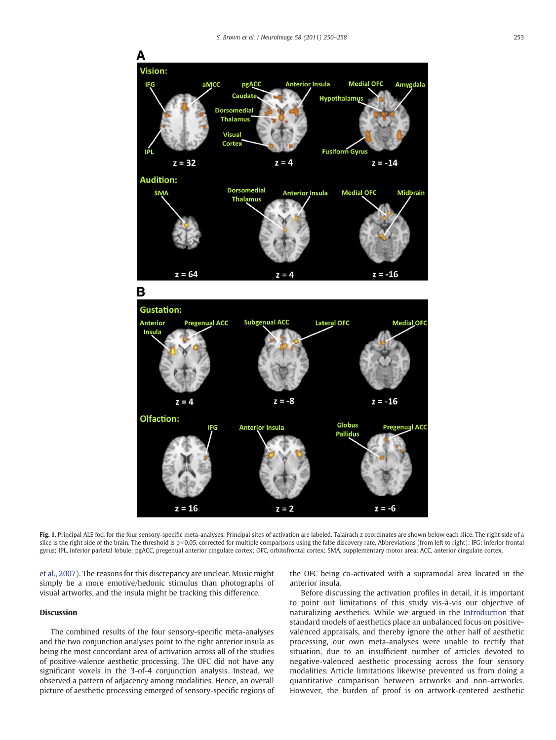Fig. 1. Principal ALE foci for the four sensory-specific meta-analyses. Principal sites of activation are labeled. Talairach z coordinates are shown below each slice. The right side of a slice is the right side of the brain. The threshold is $p < 0.05$, corrected for multiple comparisons using the false discovery rate. Abbreviations (from left to right): IFG: inferior frontal gyrus; IPL, inferior parietal lobule; pgACC, pregenual anterior cingulate cortex; OFC, orbitofrontal cortex; SMA, supplementary motor area; ACC, anterior cingulate cortex.

et al., 2007). The reasons for this discrepancy are unclear. Music might simply be a more emotive/hedonic stimulus than photographs of visual artworks, and the insula might be tracking this difference.

## Discussion

The combined results of the four sensory-specific meta-analyses and the two conjunction analyses point to the right anterior insula as being the most concordant area of activation across all of the studies of positive-valence aesthetic processing. The OFC did not have any significant voxels in the 3-of-4 conjunction analysis. Instead, we observed a pattern of adjacency among modalities. Hence, an overall picture of aesthetic processing emerged of sensory-specific regions of the OFC being co-activated with a supramodal area located in the anterior insula.

Before discussing the activation profiles in detail, it is important to point out limitations of this study vis-à-vis our objective of naturalizing aesthetics. While we argued in the Introduction that standard models of aesthetics place an unbalanced focus on positive-valenced appraisals, and thereby ignore the other half of aesthetic processing, our own meta-analyses were unable to rectify that situation, due to an insufficient number of articles devoted to negative-valenced aesthetic processing across the four sensory modalities. Article limitations likewise prevented us from doing a quantitative comparison between artworks and non-artworks. However, the burden of proof is on artwork-centered aesthetic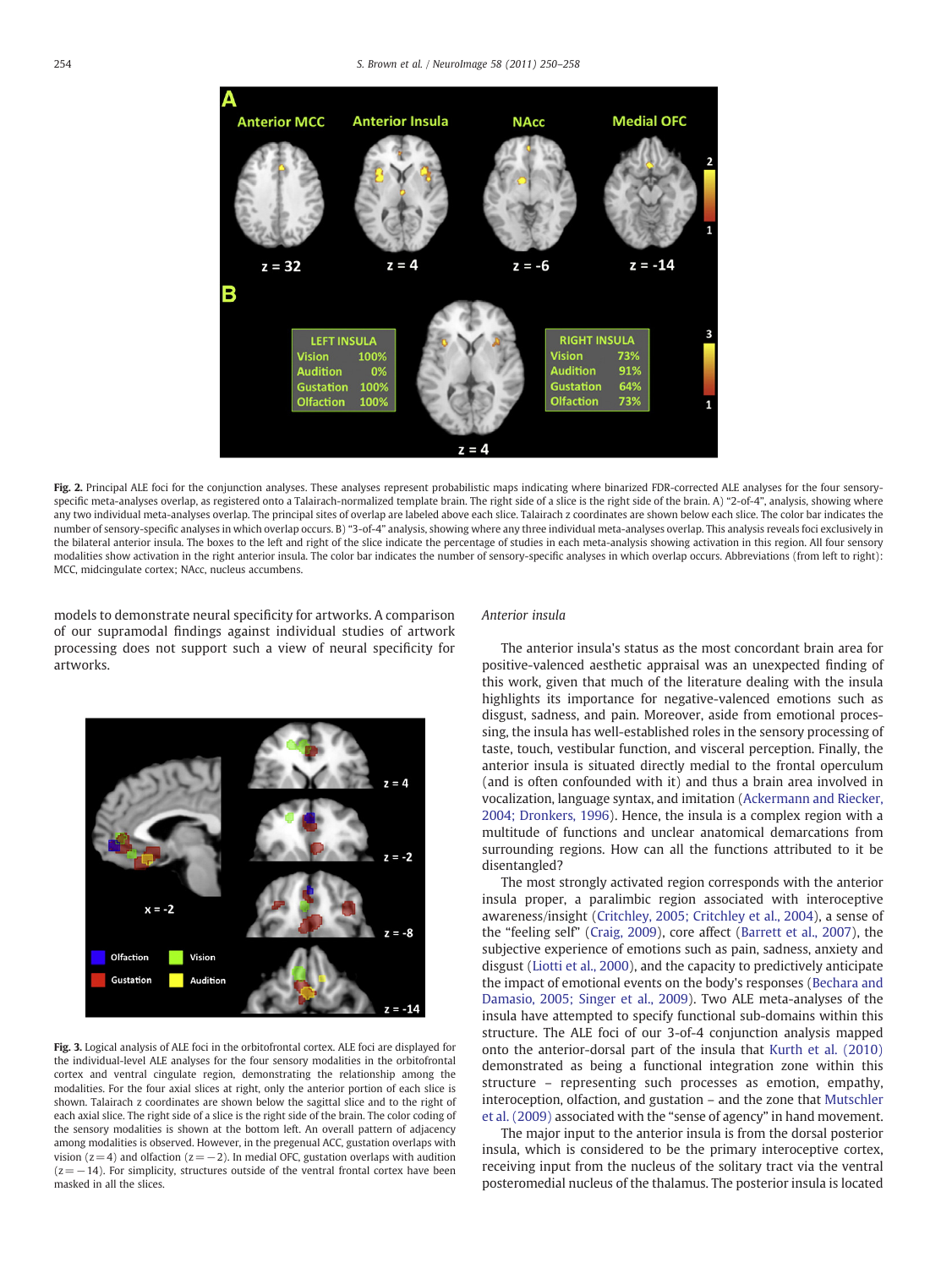Fig. 2. Principal ALE foci for the conjunction analyses. These analyses represent probabilistic maps indicating where binarized FDR-corrected ALE analyses for the four sensory-specific meta-analyses overlap, as registered onto a Talairach-normalized template brain. The right side of a slice is the right side of the brain. A) "2-of-4", analysis, showing where any two individual meta-analyses overlap. The principal sites of overlap are labeled above each slice. Talairach z coordinates are shown below each slice. The color bar indicates the number of sensory-specific analyses in which overlap occurs. B) "3-of-4" analysis, showing where any three individual meta-analyses overlap. This analysis reveals foci exclusively in the bilateral anterior insula. The boxes to the left and right of the slice indicate the percentage of studies in each meta-analysis showing activation in this region. All four sensory modalities show activation in the right anterior insula. The color bar indicates the number of sensory-specific analyses in which overlap occurs. Abbreviations (from left to right): MCC, midcingulate cortex; NAcc, nucleus accumbens.

models to demonstrate neural specificity for artworks. A comparison of our supramodal findings against individual studies of artwork processing does not support such a view of neural specificity for artworks.

Fig. 3. Logical analysis of ALE foci in the orbitofrontal cortex. ALE foci are displayed for the individual-level ALE analyses for the four sensory modalities in the orbitofrontal cortex and ventral cingulate region, demonstrating the relationship among the modalities. For the four axial slices at right, only the anterior portion of each slice is shown. Talairach z coordinates are shown below the sagittal slice and to the right of each axial slice. The right side of a slice is the right side of the brain. The color coding of the sensory modalities is shown at the bottom left. An overall pattern of adjacency among modalities is observed. However, in the pregenual ACC, gustation overlaps with vision (z = 4) and olfaction (z = −2). In medial OFC, gustation overlaps with audition (z = −14). For simplicity, structures outside of the ventral frontal cortex have been masked in all the slices.

*Anterior insula*

The anterior insula's status as the most concordant brain area for positive-valenced aesthetic appraisal was an unexpected finding of this work, given that much of the literature dealing with the insula highlights its importance for negative-valenced emotions such as disgust, sadness, and pain. Moreover, aside from emotional processing, the insula has well-established roles in the sensory processing of taste, touch, vestibular function, and visceral perception. Finally, the anterior insula is situated directly medial to the frontal operculum (and is often confounded with it) and thus a brain area involved in vocalization, language syntax, and imitation (Ackermann and Riecker, 2004; Dronkers, 1996). Hence, the insula is a complex region with a multitude of functions and unclear anatomical demarcations from surrounding regions. How can all the functions attributed to it be disentangled?

The most strongly activated region corresponds with the anterior insula proper, a paralimbic region associated with interoceptive awareness/insight (Critchley, 2005; Critchley et al., 2004), a sense of the "feeling self" (Craig, 2009), core affect (Barrett et al., 2007), the subjective experience of emotions such as pain, sadness, anxiety and disgust (Liotti et al., 2000), and the capacity to predictively anticipate the impact of emotional events on the body's responses (Bechara and Damasio, 2005; Singer et al., 2009). Two ALE meta-analyses of the insula have attempted to specify functional sub-domains within this structure. The ALE foci of our 3-of-4 conjunction analysis mapped onto the anterior-dorsal part of the insula that Kurth et al. (2010) demonstrated as being a functional integration zone within this structure – representing such processes as emotion, empathy, interoception, olfaction, and gustation – and the zone that Mutschler et al. (2009) associated with the "sense of agency" in hand movement.

The major input to the anterior insula is from the dorsal posterior insula, which is considered to be the primary interoceptive cortex, receiving input from the nucleus of the solitary tract via the ventral posteromedial nucleus of the thalamus. The posterior insula is located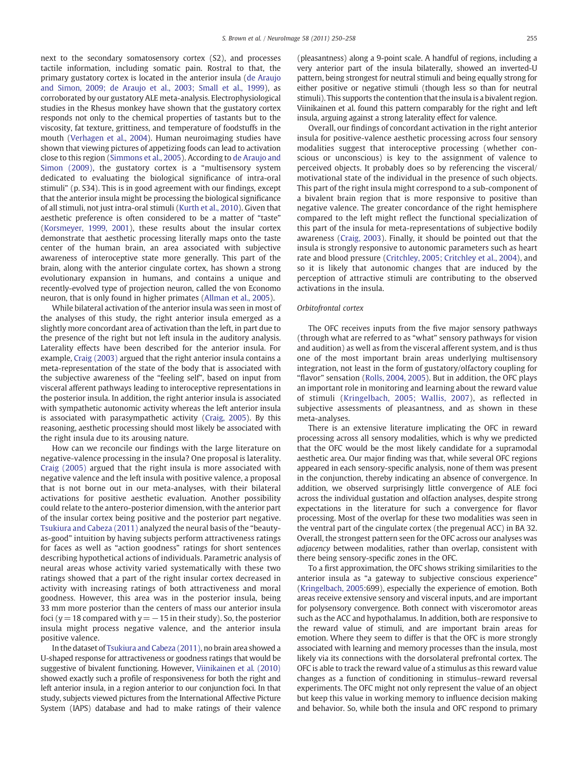next to the secondary somatosensory cortex (S2), and processes tactile information, including somatic pain. Rostral to that, the primary gustatory cortex is located in the anterior insula (de Araujo and Simon, 2009; de Araujo et al., 2003; Small et al., 1999), as corroborated by our gustatory ALE meta-analysis. Electrophysiological studies in the Rhesus monkey have shown that the gustatory cortex responds not only to the chemical properties of tastants but to the viscosity, fat texture, grittiness, and temperature of foodstuffs in the mouth (Verhagen et al., 2004). Human neuroimaging studies have shown that viewing pictures of appetizing foods can lead to activation close to this region (Simmons et al., 2005). According to de Araujo and Simon (2009), the gustatory cortex is a "multisensory system dedicated to evaluating the biological significance of intra-oral stimuli" (p. S34). This is in good agreement with our findings, except that the anterior insula might be processing the biological significance of all stimuli, not just intra-oral stimuli (Kurth et al., 2010). Given that aesthetic preference is often considered to be a matter of "taste" (Korsmeyer, 1999, 2001), these results about the insular cortex demonstrate that aesthetic processing literally maps onto the taste center of the human brain, an area associated with subjective awareness of interoceptive state more generally. This part of the brain, along with the anterior cingulate cortex, has shown a strong evolutionary expansion in humans, and contains a unique and recently-evolved type of projection neuron, called the von Economo neuron, that is only found in higher primates (Allman et al., 2005).

While bilateral activation of the anterior insula was seen in most of the analyses of this study, the right anterior insula emerged as a slightly more concordant area of activation than the left, in part due to the presence of the right but not left insula in the auditory analysis. Laterality effects have been described for the anterior insula. For example, Craig (2003) argued that the right anterior insula contains a meta-representation of the state of the body that is associated with the subjective awareness of the "feeling self", based on input from visceral afferent pathways leading to interoceptive representations in the posterior insula. In addition, the right anterior insula is associated with sympathetic autonomic activity whereas the left anterior insula is associated with parasympathetic activity (Craig, 2005). By this reasoning, aesthetic processing should most likely be associated with the right insula due to its arousing nature.

How can we reconcile our findings with the large literature on negative-valence processing in the insula? One proposal is laterality. Craig (2005) argued that the right insula is more associated with negative valence and the left insula with positive valence, a proposal that is not borne out in our meta-analyses, with their bilateral activations for positive aesthetic evaluation. Another possibility could relate to the antero-posterior dimension, with the anterior part of the insular cortex being positive and the posterior part negative. Tsukiura and Cabeza (2011) analyzed the neural basis of the "beauty-as-good" intuition by having subjects perform attractiveness ratings for faces as well as "action goodness" ratings for short sentences describing hypothetical actions of individuals. Parametric analysis of neural areas whose activity varied systematically with these two ratings showed that a part of the right insular cortex decreased in activity with increasing ratings of both attractiveness and moral goodness. However, this area was in the posterior insula, being 33 mm more posterior than the centers of mass our anterior insula foci ($y = 18$ compared with $y = -15$ in their study). So, the posterior insula might process negative valence, and the anterior insula positive valence.

In the dataset of Tsukiura and Cabeza (2011), no brain area showed a U-shaped response for attractiveness or goodness ratings that would be suggestive of bivalent functioning. However, Viinikainen et al. (2010) showed exactly such a profile of responsiveness for both the right and left anterior insula, in a region anterior to our conjunction foci. In that study, subjects viewed pictures from the International Affective Picture System (IAPS) database and had to make ratings of their valence (pleasantness) along a 9-point scale. A handful of regions, including a very anterior part of the insula bilaterally, showed an inverted-U pattern, being strongest for neutral stimuli and being equally strong for either positive or negative stimuli (though less so than for neutral stimuli). This supports the contention that the insula is a bivalent region. Viinikainen et al. found this pattern comparably for the right and left insula, arguing against a strong laterality effect for valence.

Overall, our findings of concordant activation in the right anterior insula for positive-valence aesthetic processing across four sensory modalities suggest that interoceptive processing (whether conscious or unconscious) is key to the assignment of valence to perceived objects. It probably does so by referencing the visceral/motivational state of the individual in the presence of such objects. This part of the right insula might correspond to a sub-component of a bivalent brain region that is more responsive to positive than negative valence. The greater concordance of the right hemisphere compared to the left might reflect the functional specialization of this part of the insula for meta-representations of subjective bodily awareness (Craig, 2003). Finally, it should be pointed out that the insula is strongly responsive to autonomic parameters such as heart rate and blood pressure (Critchley, 2005; Critchley et al., 2004), and so it is likely that autonomic changes that are induced by the perception of attractive stimuli are contributing to the observed activations in the insula.

### *Orbitofrontal cortex*

The OFC receives inputs from the five major sensory pathways (through what are referred to as "what" sensory pathways for vision and audition) as well as from the visceral afferent system, and is thus one of the most important brain areas underlying multisensory integration, not least in the form of gustatory/olfactory coupling for "flavor" sensation (Rolls, 2004, 2005). But in addition, the OFC plays an important role in monitoring and learning about the reward value of stimuli (Kringelbach, 2005; Wallis, 2007), as reflected in subjective assessments of pleasantness, and as shown in these meta-analyses.

There is an extensive literature implicating the OFC in reward processing across all sensory modalities, which is why we predicted that the OFC would be the most likely candidate for a supramodal aesthetic area. Our major finding was that, while several OFC regions appeared in each sensory-specific analysis, none of them was present in the conjunction, thereby indicating an absence of convergence. In addition, we observed surprisingly little convergence of ALE foci across the individual gustation and olfaction analyses, despite strong expectations in the literature for such a convergence for flavor processing. Most of the overlap for these two modalities was seen in the ventral part of the cingulate cortex (the pregenual ACC) in BA 32. Overall, the strongest pattern seen for the OFC across our analyses was *adjacency* between modalities, rather than overlap, consistent with there being sensory-specific zones in the OFC.

To a first approximation, the OFC shows striking similarities to the anterior insula as "a gateway to subjective conscious experience" (Kringelbach, 2005:699), especially the experience of emotion. Both areas receive extensive sensory and visceral inputs, and are important for polysensory convergence. Both connect with visceromotor areas such as the ACC and hypothalamus. In addition, both are responsive to the reward value of stimuli, and are important brain areas for emotion. Where they seem to differ is that the OFC is more strongly associated with learning and memory processes than the insula, most likely via its connections with the dorsolateral prefrontal cortex. The OFC is able to track the reward value of a stimulus as this reward value changes as a function of conditioning in stimulus–reward reversal experiments. The OFC might not only represent the value of an object but keep this value in working memory to influence decision making and behavior. So, while both the insula and OFC respond to primary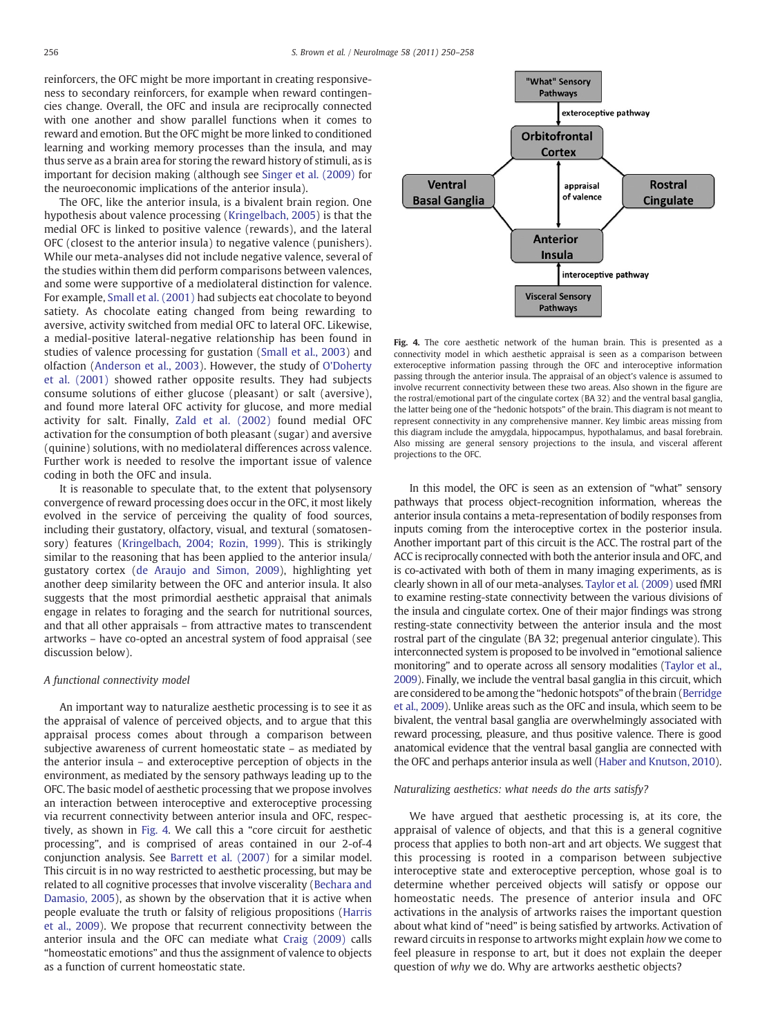reinforcers, the OFC might be more important in creating responsiveness to secondary reinforcers, for example when reward contingencies change. Overall, the OFC and insula are reciprocally connected with one another and show parallel functions when it comes to reward and emotion. But the OFC might be more linked to conditioned learning and working memory processes than the insula, and may thus serve as a brain area for storing the reward history of stimuli, as is important for decision making (although see Singer et al. (2009) for the neuroeconomic implications of the anterior insula).

The OFC, like the anterior insula, is a bivalent brain region. One hypothesis about valence processing (Kringelbach, 2005) is that the medial OFC is linked to positive valence (rewards), and the lateral OFC (closest to the anterior insula) to negative valence (punishers). While our meta-analyses did not include negative valence, several of the studies within them did perform comparisons between valences, and some were supportive of a mediolateral distinction for valence. For example, Small et al. (2001) had subjects eat chocolate to beyond satiety. As chocolate eating changed from being rewarding to aversive, activity switched from medial OFC to lateral OFC. Likewise, a medial-positive lateral-negative relationship has been found in studies of valence processing for gustation (Small et al., 2003) and olfaction (Anderson et al., 2003). However, the study of O'Doherty et al. (2001) showed rather opposite results. They had subjects consume solutions of either glucose (pleasant) or salt (aversive), and found more lateral OFC activity for glucose, and more medial activity for salt. Finally, Zald et al. (2002) found medial OFC activation for the consumption of both pleasant (sugar) and aversive (quinine) solutions, with no mediolateral differences across valence. Further work is needed to resolve the important issue of valence coding in both the OFC and insula.

It is reasonable to speculate that, to the extent that polysensory convergence of reward processing does occur in the OFC, it most likely evolved in the service of perceiving the quality of food sources, including their gustatory, olfactory, visual, and textural (somatosensory) features (Kringelbach, 2004; Rozin, 1999). This is strikingly similar to the reasoning that has been applied to the anterior insula/gustatory cortex (de Araujo and Simon, 2009), highlighting yet another deep similarity between the OFC and anterior insula. It also suggests that the most primordial aesthetic appraisal that animals engage in relates to foraging and the search for nutritional sources, and that all other appraisals – from attractive mates to transcendent artworks – have co-opted an ancestral system of food appraisal (see discussion below).

### A functional connectivity model

An important way to naturalize aesthetic processing is to see it as the appraisal of valence of perceived objects, and to argue that this appraisal process comes about through a comparison between subjective awareness of current homeostatic state – as mediated by the anterior insula – and exteroceptive perception of objects in the environment, as mediated by the sensory pathways leading up to the OFC. The basic model of aesthetic processing that we propose involves an interaction between interoceptive and exteroceptive processing via recurrent connectivity between anterior insula and OFC, respectively, as shown in Fig. 4. We call this a "core circuit for aesthetic processing", and is comprised of areas contained in our 2-of-4 conjunction analysis. See Barrett et al. (2007) for a similar model. This circuit is in no way restricted to aesthetic processing, but may be related to all cognitive processes that involve viscerality (Bechara and Damasio, 2005), as shown by the observation that it is active when people evaluate the truth or falsity of religious propositions (Harris et al., 2009). We propose that recurrent connectivity between the anterior insula and the OFC can mediate what Craig (2009) calls "homeostatic emotions" and thus the assignment of valence to objects as a function of current homeostatic state.

"What" Sensory Pathways → exteroceptive pathway → Orbitofrontal Cortex ↔ (appraisal of valence) ↔ Anterior Insula ← interoceptive pathway ← Visceral Sensory Pathways; Ventral Basal Ganglia; Rostral Cingulate

**Fig. 4.** The core aesthetic network of the human brain. This is presented as a connectivity model in which aesthetic appraisal is seen as a comparison between exteroceptive information passing through the OFC and interoceptive information passing through the anterior insula. The appraisal of an object's valence is assumed to be mediated by recurrent connectivity between these two areas. Also shown in the figure are the rostral/emotional part of the cingulate cortex (BA 32) and the ventral basal ganglia, the latter being one of the "hedonic hotspots" of the brain. This diagram is not meant to represent connectivity in any comprehensive manner. Key limbic areas missing from this diagram include the amygdala, hippocampus, hypothalamus, and basal forebrain. Also missing are general sensory projections to the insula, and visceral afferent projections to the OFC.

In this model, the OFC is seen as an extension of "what" sensory pathways that process object-recognition information, whereas the anterior insula contains a meta-representation of bodily responses from inputs coming from the interoceptive cortex in the posterior insula. Another important part of this circuit is the ACC. The rostral part of the ACC is reciprocally connected with both the anterior insula and OFC, and is co-activated with both of them in many imaging experiments, as is clearly shown in all of our meta-analyses. Taylor et al. (2009) used fMRI to examine resting-state connectivity between the various divisions of the insula and cingulate cortex. One of their major findings was strong resting-state connectivity between the anterior insula and the most rostral part of the cingulate (BA 32; pregenual anterior cingulate). This interconnected system is proposed to be involved in "emotional salience monitoring" and to operate across all sensory modalities (Taylor et al., 2009). Finally, we include the ventral basal ganglia in this circuit, which are considered to be among the "hedonic hotspots" of the brain (Berridge et al., 2009). Unlike areas such as the OFC and insula, which seem to be bivalent, the ventral basal ganglia are overwhelmingly associated with reward processing, pleasure, and thus positive valence. There is good anatomical evidence that the ventral basal ganglia are connected with the OFC and perhaps anterior insula as well (Haber and Knutson, 2010).

### Naturalizing aesthetics: what needs do the arts satisfy?

We have argued that aesthetic processing is, at its core, the appraisal of valence of objects, and that this is a general cognitive process that applies to both non-art and art objects. We suggest that this processing is rooted in a comparison between subjective interoceptive state and exteroceptive perception, whose goal is to determine whether perceived objects will satisfy or oppose our homeostatic needs. The presence of anterior insula and OFC activations in the analysis of artworks raises the important question about what kind of "need" is being satisfied by artworks. Activation of reward circuits in response to artworks might explain *how* we come to feel pleasure in response to art, but it does not explain the deeper question of *why* we do. Why are artworks aesthetic objects?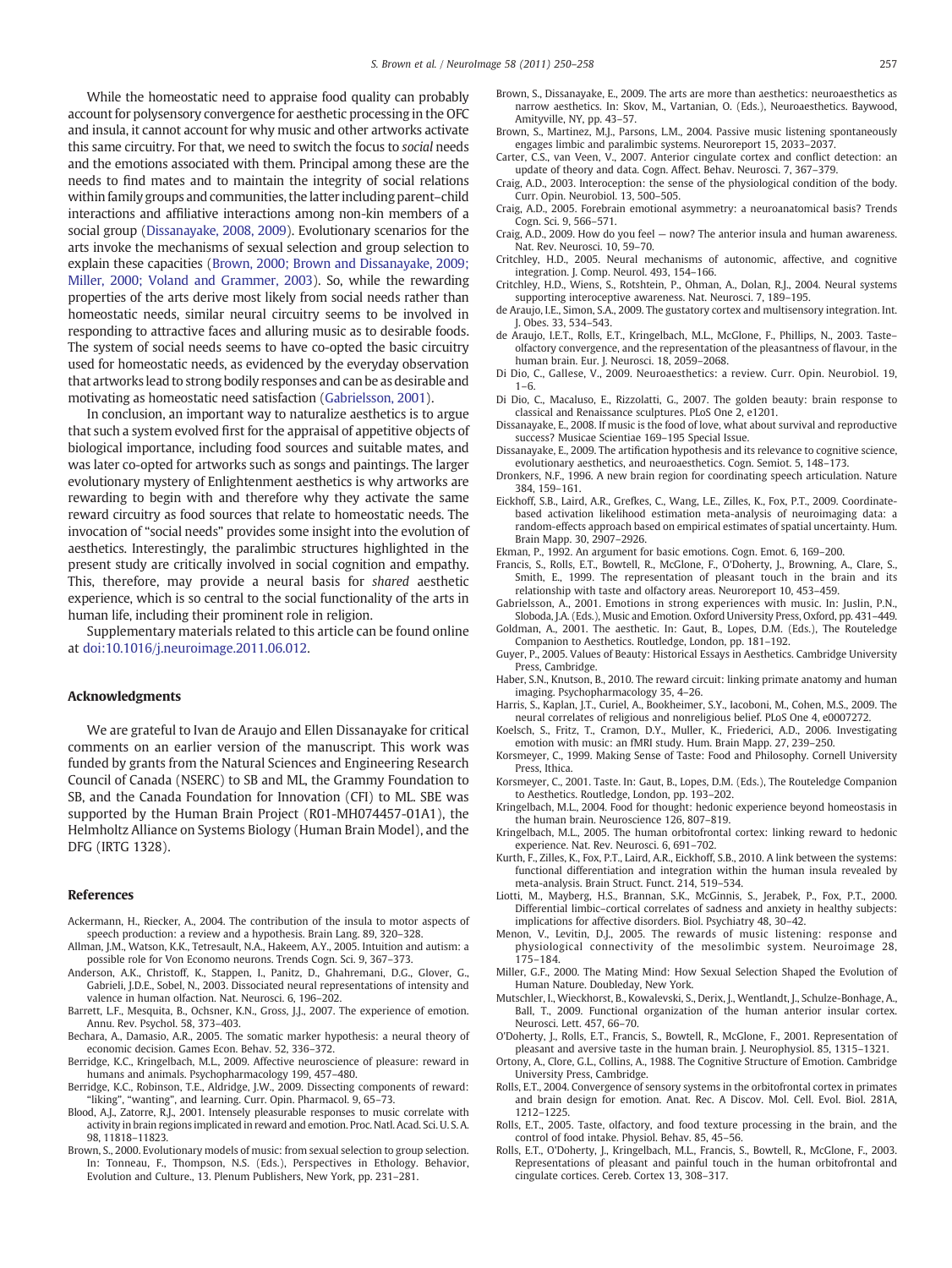While the homeostatic need to appraise food quality can probably account for polysensory convergence for aesthetic processing in the OFC and insula, it cannot account for why music and other artworks activate this same circuitry. For that, we need to switch the focus to *social* needs and the emotions associated with them. Principal among these are the needs to find mates and to maintain the integrity of social relations within family groups and communities, the latter including parent–child interactions and affiliative interactions among non-kin members of a social group (Dissanayake, 2008, 2009). Evolutionary scenarios for the arts invoke the mechanisms of sexual selection and group selection to explain these capacities (Brown, 2000; Brown and Dissanayake, 2009; Miller, 2000; Voland and Grammer, 2003). So, while the rewarding properties of the arts derive most likely from social needs rather than homeostatic needs, similar neural circuitry seems to be involved in responding to attractive faces and alluring music as to desirable foods. The system of social needs seems to have co-opted the basic circuitry used for homeostatic needs, as evidenced by the everyday observation that artworks lead to strong bodily responses and can be as desirable and motivating as homeostatic need satisfaction (Gabrielsson, 2001).

In conclusion, an important way to naturalize aesthetics is to argue that such a system evolved first for the appraisal of appetitive objects of biological importance, including food sources and suitable mates, and was later co-opted for artworks such as songs and paintings. The larger evolutionary mystery of Enlightenment aesthetics is why artworks are rewarding to begin with and therefore why they activate the same reward circuitry as food sources that relate to homeostatic needs. The invocation of "social needs" provides some insight into the evolution of aesthetics. Interestingly, the paralimbic structures highlighted in the present study are critically involved in social cognition and empathy. This, therefore, may provide a neural basis for *shared* aesthetic experience, which is so central to the social functionality of the arts in human life, including their prominent role in religion.

Supplementary materials related to this article can be found online at doi:10.1016/j.neuroimage.2011.06.012.

## Acknowledgments

We are grateful to Ivan de Araujo and Ellen Dissanayake for critical comments on an earlier version of the manuscript. This work was funded by grants from the Natural Sciences and Engineering Research Council of Canada (NSERC) to SB and ML, the Grammy Foundation to SB, and the Canada Foundation for Innovation (CFI) to ML. SBE was supported by the Human Brain Project (R01-MH074457-01A1), the Helmholtz Alliance on Systems Biology (Human Brain Model), and the DFG (IRTG 1328).

## References

Ackermann, H., Riecker, A., 2004. The contribution of the insula to motor aspects of speech production: a review and a hypothesis. Brain Lang. 89, 320–328.

Allman, J.M., Watson, K.K., Tetresault, N.A., Hakeem, A.Y., 2005. Intuition and autism: a possible role for Von Economo neurons. Trends Cogn. Sci. 9, 367–373.

Anderson, A.K., Christoff, K., Stappen, I., Panitz, D., Ghahremani, D.G., Glover, G., Gabrieli, J.D.E., Sobel, N., 2003. Dissociated neural representations of intensity and valence in human olfaction. Nat. Neurosci. 6, 196–202.

Barrett, L.F., Mesquita, B., Ochsner, K.N., Gross, J.J., 2007. The experience of emotion. Annu. Rev. Psychol. 58, 373–403.

Bechara, A., Damasio, A.R., 2005. The somatic marker hypothesis: a neural theory of economic decision. Games Econ. Behav. 52, 336–372.

Berridge, K.C., Kringelbach, M.L., 2009. Affective neuroscience of pleasure: reward in humans and animals. Psychopharmacology 199, 457–480.

Berridge, K.C., Robinson, T.E., Aldridge, J.W., 2009. Dissecting components of reward: "liking", "wanting", and learning. Curr. Opin. Pharmacol. 9, 65–73.

Blood, A.J., Zatorre, R.J., 2001. Intensely pleasurable responses to music correlate with activity in brain regions implicated in reward and emotion. Proc. Natl. Acad. Sci. U. S. A. 98, 11818–11823.

Brown, S., 2000. Evolutionary models of music: from sexual selection to group selection. In: Tonneau, F., Thompson, N.S. (Eds.), Perspectives in Ethology. Behavior, Evolution and Culture., 13. Plenum Publishers, New York, pp. 231–281.

Brown, S., Dissanayake, E., 2009. The arts are more than aesthetics: neuroaesthetics as narrow aesthetics. In: Skov, M., Vartanian, O. (Eds.), Neuroaesthetics. Baywood, Amityville, NY, pp. 43–57.

Brown, S., Martinez, M.J., Parsons, L.M., 2004. Passive music listening spontaneously engages limbic and paralimbic systems. Neuroreport 15, 2033–2037.

Carter, C.S., van Veen, V., 2007. Anterior cingulate cortex and conflict detection: an update of theory and data. Cogn. Affect. Behav. Neurosci. 7, 367–379.

Craig, A.D., 2003. Interoception: the sense of the physiological condition of the body. Curr. Opin. Neurobiol. 13, 500–505.

Craig, A.D., 2005. Forebrain emotional asymmetry: a neuroanatomical basis? Trends Cogn. Sci. 9, 566–571.

Craig, A.D., 2009. How do you feel — now? The anterior insula and human awareness. Nat. Rev. Neurosci. 10, 59–70.

Critchley, H.D., 2005. Neural mechanisms of autonomic, affective, and cognitive integration. J. Comp. Neurol. 493, 154–166.

Critchley, H.D., Wiens, S., Rotshtein, P., Ohman, A., Dolan, R.J., 2004. Neural systems supporting interoceptive awareness. Nat. Neurosci. 7, 189–195.

de Araujo, I.E., Simon, S.A., 2009. The gustatory cortex and multisensory integration. Int. J. Obes. 33, 534–543.

de Araujo, I.E.T., Rolls, E.T., Kringelbach, M.L., McGlone, F., Phillips, N., 2003. Taste–olfactory convergence, and the representation of the pleasantness of flavour, in the human brain. Eur. J. Neurosci. 18, 2059–2068.

Di Dio, C., Gallese, V., 2009. Neuroaesthetics: a review. Curr. Opin. Neurobiol. 19, 1–6.

Di Dio, C., Macaluso, E., Rizzolatti, G., 2007. The golden beauty: brain response to classical and Renaissance sculptures. PLoS One 2, e1201.

Dissanayake, E., 2008. If music is the food of love, what about survival and reproductive success? Musicae Scientiae 169–195 Special Issue.

Dissanayake, E., 2009. The artification hypothesis and its relevance to cognitive science, evolutionary aesthetics, and neuroaesthetics. Cogn. Semiot. 5, 148–173.

Dronkers, N.F., 1996. A new brain region for coordinating speech articulation. Nature 384, 159–161.

Eickhoff, S.B., Laird, A.R., Grefkes, C., Wang, L.E., Zilles, K., Fox, P.T., 2009. Coordinate-based activation likelihood estimation meta-analysis of neuroimaging data: a random-effects approach based on empirical estimates of spatial uncertainty. Hum. Brain Mapp. 30, 2907–2926.

Ekman, P., 1992. An argument for basic emotions. Cogn. Emot. 6, 169–200.

Francis, S., Rolls, E.T., Bowtell, R., McGlone, F., O'Doherty, J., Browning, A., Clare, S., Smith, E., 1999. The representation of pleasant touch in the brain and its relationship with taste and olfactory areas. Neuroreport 10, 453–459.

Gabrielsson, A., 2001. Emotions in strong experiences with music. In: Juslin, P.N., Sloboda, J.A. (Eds.), Music and Emotion. Oxford University Press, Oxford, pp. 431–449.

Goldman, A., 2001. The aesthetic. In: Gaut, B., Lopes, D.M. (Eds.), The Routeledge Companion to Aesthetics. Routledge, London, pp. 181–192.

Guyer, P., 2005. Values of Beauty: Historical Essays in Aesthetics. Cambridge University Press, Cambridge.

Haber, S.N., Knutson, B., 2010. The reward circuit: linking primate anatomy and human imaging. Psychopharmacology 35, 4–26.

Harris, S., Kaplan, J.T., Curiel, A., Bookheimer, S.Y., Iacoboni, M., Cohen, M.S., 2009. The neural correlates of religious and nonreligious belief. PLoS One 4, e0007272.

Koelsch, S., Fritz, T., Cramon, D.Y., Muller, K., Friederici, A.D., 2006. Investigating emotion with music: an fMRI study. Hum. Brain Mapp. 27, 239–250.

Korsmeyer, C., 1999. Making Sense of Taste: Food and Philosophy. Cornell University Press, Ithica.

Korsmeyer, C., 2001. Taste. In: Gaut, B., Lopes, D.M. (Eds.), The Routeledge Companion to Aesthetics. Routledge, London, pp. 193–202.

Kringelbach, M.L., 2004. Food for thought: hedonic experience beyond homeostasis in the human brain. Neuroscience 126, 807–819.

Kringelbach, M.L., 2005. The human orbitofrontal cortex: linking reward to hedonic experience. Nat. Rev. Neurosci. 6, 691–702.

Kurth, F., Zilles, K., Fox, P.T., Laird, A.R., Eickhoff, S.B., 2010. A link between the systems: functional differentiation and integration within the human insula revealed by meta-analysis. Brain Struct. Funct. 214, 519–534.

Liotti, M., Mayberg, H.S., Brannan, S.K., McGinnis, S., Jerabek, P., Fox, P.T., 2000. Differential limbic–cortical correlates of sadness and anxiety in healthy subjects: implications for affective disorders. Biol. Psychiatry 48, 30–42.

Menon, V., Levitin, D.J., 2005. The rewards of music listening: response and physiological connectivity of the mesolimbic system. Neuroimage 28, 175–184.

Miller, G.F., 2000. The Mating Mind: How Sexual Selection Shaped the Evolution of Human Nature. Doubleday, New York.

Mutschler, I., Wieckhorst, B., Kowalevski, S., Derix, J., Wentlandt, J., Schulze-Bonhage, A., Ball, T., 2009. Functional organization of the human anterior insular cortex. Neurosci. Lett. 457, 66–70.

O'Doherty, J., Rolls, E.T., Francis, S., Bowtell, R., McGlone, F., 2001. Representation of pleasant and aversive taste in the human brain. J. Neurophysiol. 85, 1315–1321.

Ortony, A., Clore, G.L., Collins, A., 1988. The Cognitive Structure of Emotion. Cambridge University Press, Cambridge.

Rolls, E.T., 2004. Convergence of sensory systems in the orbitofrontal cortex in primates and brain design for emotion. Anat. Rec. A Discov. Mol. Cell. Evol. Biol. 281A, 1212–1225.

Rolls, E.T., 2005. Taste, olfactory, and food texture processing in the brain, and the control of food intake. Physiol. Behav. 85, 45–56.

Rolls, E.T., O'Doherty, J., Kringelbach, M.L., Francis, S., Bowtell, R., McGlone, F., 2003. Representations of pleasant and painful touch in the human orbitofrontal and cingulate cortices. Cereb. Cortex 13, 308–317.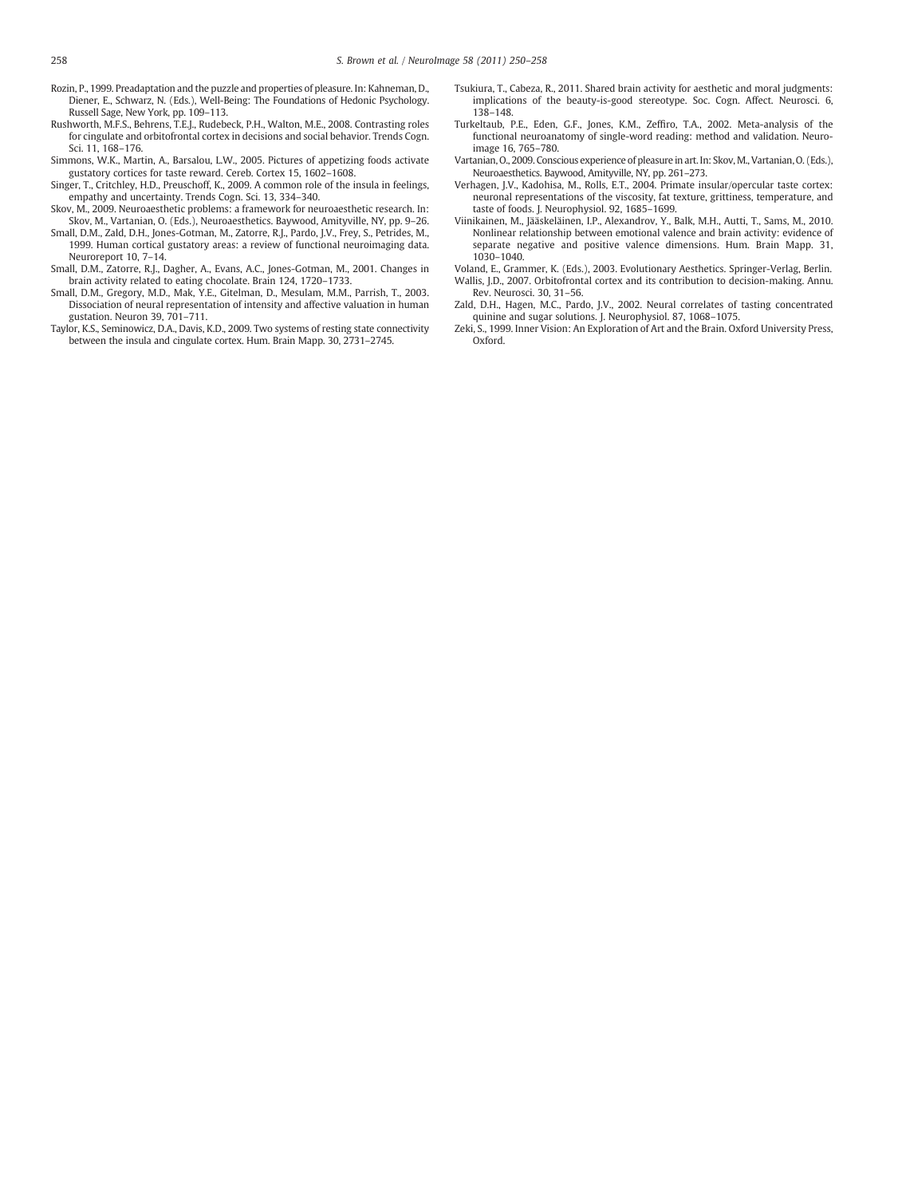Rozin, P., 1999. Preadaptation and the puzzle and properties of pleasure. In: Kahneman, D., Diener, E., Schwarz, N. (Eds.), Well-Being: The Foundations of Hedonic Psychology. Russell Sage, New York, pp. 109–113.

Rushworth, M.F.S., Behrens, T.E.J., Rudebeck, P.H., Walton, M.E., 2008. Contrasting roles for cingulate and orbitofrontal cortex in decisions and social behavior. Trends Cogn. Sci. 11, 168–176.

Simmons, W.K., Martin, A., Barsalou, L.W., 2005. Pictures of appetizing foods activate gustatory cortices for taste reward. Cereb. Cortex 15, 1602–1608.

Singer, T., Critchley, H.D., Preuschoff, K., 2009. A common role of the insula in feelings, empathy and uncertainty. Trends Cogn. Sci. 13, 334–340.

Skov, M., 2009. Neuroaesthetic problems: a framework for neuroaesthetic research. In: Skov, M., Vartanian, O. (Eds.), Neuroaesthetics. Baywood, Amityville, NY, pp. 9–26.

Small, D.M., Zald, D.H., Jones-Gotman, M., Zatorre, R.J., Pardo, J.V., Frey, S., Petrides, M., 1999. Human cortical gustatory areas: a review of functional neuroimaging data. Neuroreport 10, 7–14.

Small, D.M., Zatorre, R.J., Dagher, A., Evans, A.C., Jones-Gotman, M., 2001. Changes in brain activity related to eating chocolate. Brain 124, 1720–1733.

Small, D.M., Gregory, M.D., Mak, Y.E., Gitelman, D., Mesulam, M.M., Parrish, T., 2003. Dissociation of neural representation of intensity and affective valuation in human gustation. Neuron 39, 701–711.

Taylor, K.S., Seminowicz, D.A., Davis, K.D., 2009. Two systems of resting state connectivity between the insula and cingulate cortex. Hum. Brain Mapp. 30, 2731–2745.

Tsukiura, T., Cabeza, R., 2011. Shared brain activity for aesthetic and moral judgments: implications of the beauty-is-good stereotype. Soc. Cogn. Affect. Neurosci. 6, 138–148.

Turkeltaub, P.E., Eden, G.F., Jones, K.M., Zeffiro, T.A., 2002. Meta-analysis of the functional neuroanatomy of single-word reading: method and validation. NeuroImage 16, 765–780.

Vartanian, O., 2009. Conscious experience of pleasure in art. In: Skov, M., Vartanian, O. (Eds.), Neuroaesthetics. Baywood, Amityville, NY, pp. 261–273.

Verhagen, J.V., Kadohisa, M., Rolls, E.T., 2004. Primate insular/opercular taste cortex: neuronal representations of the viscosity, fat texture, grittiness, temperature, and taste of foods. J. Neurophysiol. 92, 1685–1699.

Viinikainen, M., Jääskeläinen, I.P., Alexandrov, Y., Balk, M.H., Autti, T., Sams, M., 2010. Nonlinear relationship between emotional valence and brain activity: evidence of separate negative and positive valence dimensions. Hum. Brain Mapp. 31, 1030–1040.

Voland, E., Grammer, K. (Eds.), 2003. Evolutionary Aesthetics. Springer-Verlag, Berlin.

Wallis, J.D., 2007. Orbitofrontal cortex and its contribution to decision-making. Annu. Rev. Neurosci. 30, 31–56.

Zald, D.H., Hagen, M.C., Pardo, J.V., 2002. Neural correlates of tasting concentrated quinine and sugar solutions. J. Neurophysiol. 87, 1068–1075.

Zeki, S., 1999. Inner Vision: An Exploration of Art and the Brain. Oxford University Press, Oxford.